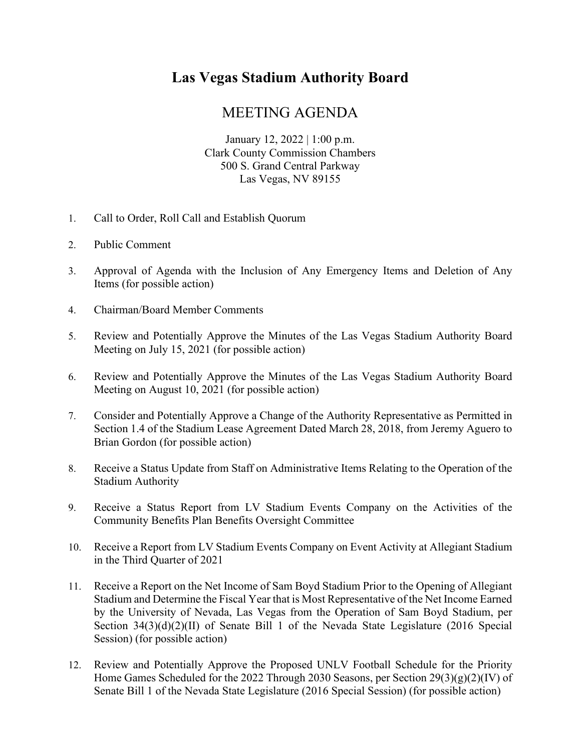# Las Vegas Stadium Authority Board

## MEETING AGENDA

January 12, 2022 | 1:00 p.m.
Clark County Commission Chambers
500 S. Grand Central Parkway
Las Vegas, NV 89155

1. Call to Order, Roll Call and Establish Quorum

2. Public Comment

3. Approval of Agenda with the Inclusion of Any Emergency Items and Deletion of Any Items (for possible action)

4. Chairman/Board Member Comments

5. Review and Potentially Approve the Minutes of the Las Vegas Stadium Authority Board Meeting on July 15, 2021 (for possible action)

6. Review and Potentially Approve the Minutes of the Las Vegas Stadium Authority Board Meeting on August 10, 2021 (for possible action)

7. Consider and Potentially Approve a Change of the Authority Representative as Permitted in Section 1.4 of the Stadium Lease Agreement Dated March 28, 2018, from Jeremy Aguero to Brian Gordon (for possible action)

8. Receive a Status Update from Staff on Administrative Items Relating to the Operation of the Stadium Authority

9. Receive a Status Report from LV Stadium Events Company on the Activities of the Community Benefits Plan Benefits Oversight Committee

10. Receive a Report from LV Stadium Events Company on Event Activity at Allegiant Stadium in the Third Quarter of 2021

11. Receive a Report on the Net Income of Sam Boyd Stadium Prior to the Opening of Allegiant Stadium and Determine the Fiscal Year that is Most Representative of the Net Income Earned by the University of Nevada, Las Vegas from the Operation of Sam Boyd Stadium, per Section 34(3)(d)(2)(II) of Senate Bill 1 of the Nevada State Legislature (2016 Special Session) (for possible action)

12. Review and Potentially Approve the Proposed UNLV Football Schedule for the Priority Home Games Scheduled for the 2022 Through 2030 Seasons, per Section 29(3)(g)(2)(IV) of Senate Bill 1 of the Nevada State Legislature (2016 Special Session) (for possible action)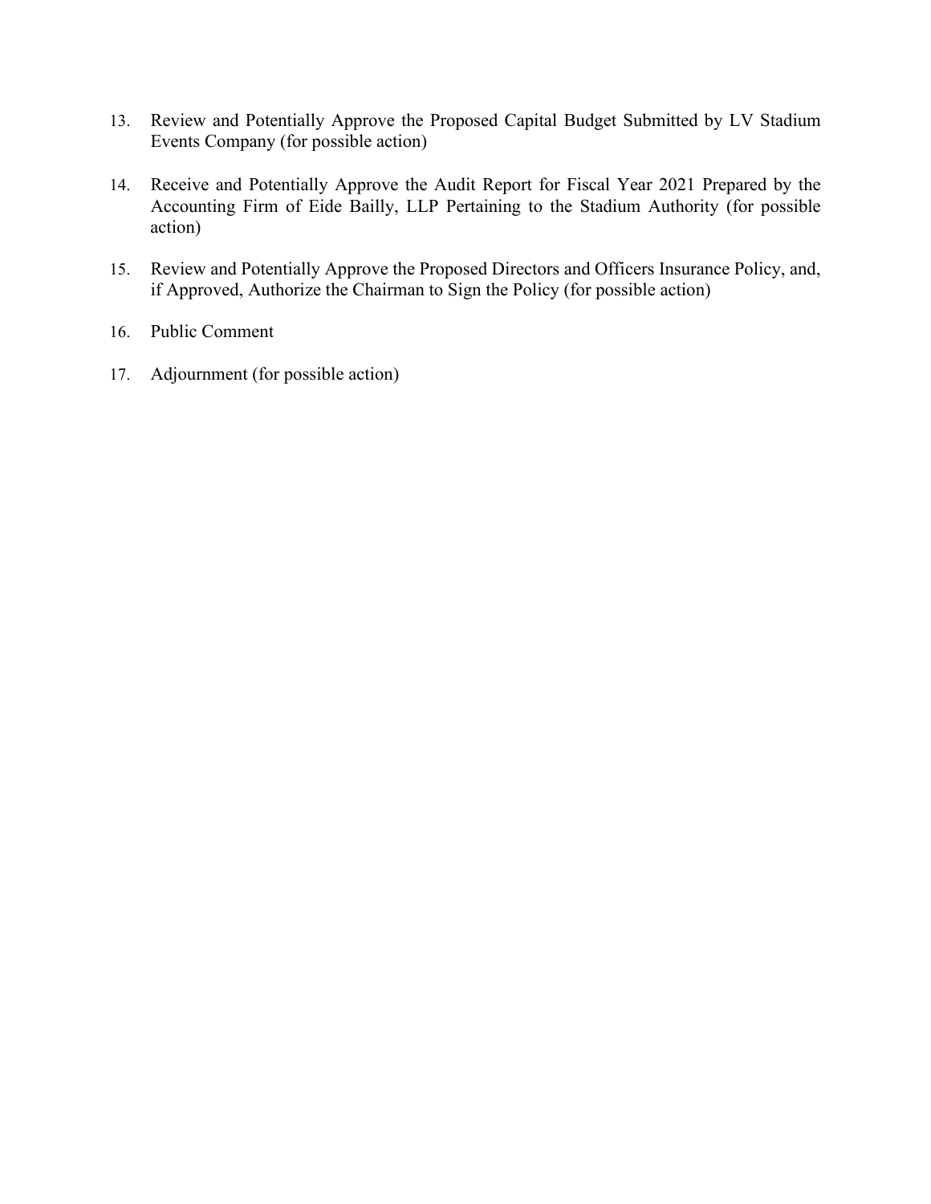13. Review and Potentially Approve the Proposed Capital Budget Submitted by LV Stadium Events Company (for possible action)

14. Receive and Potentially Approve the Audit Report for Fiscal Year 2021 Prepared by the Accounting Firm of Eide Bailly, LLP Pertaining to the Stadium Authority (for possible action)

15. Review and Potentially Approve the Proposed Directors and Officers Insurance Policy, and, if Approved, Authorize the Chairman to Sign the Policy (for possible action)

16. Public Comment

17. Adjournment (for possible action)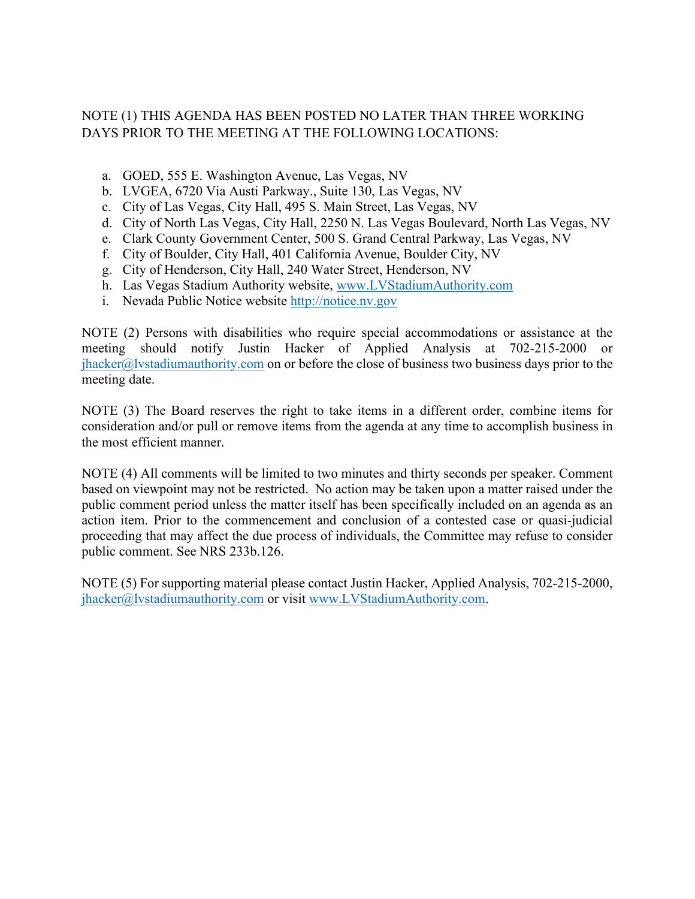NOTE (1) THIS AGENDA HAS BEEN POSTED NO LATER THAN THREE WORKING DAYS PRIOR TO THE MEETING AT THE FOLLOWING LOCATIONS:

a. GOED, 555 E. Washington Avenue, Las Vegas, NV
b. LVGEA, 6720 Via Austi Parkway., Suite 130, Las Vegas, NV
c. City of Las Vegas, City Hall, 495 S. Main Street, Las Vegas, NV
d. City of North Las Vegas, City Hall, 2250 N. Las Vegas Boulevard, North Las Vegas, NV
e. Clark County Government Center, 500 S. Grand Central Parkway, Las Vegas, NV
f. City of Boulder, City Hall, 401 California Avenue, Boulder City, NV
g. City of Henderson, City Hall, 240 Water Street, Henderson, NV
h. Las Vegas Stadium Authority website, www.LVStadiumAuthority.com
i. Nevada Public Notice website http://notice.nv.gov

NOTE (2) Persons with disabilities who require special accommodations or assistance at the meeting should notify Justin Hacker of Applied Analysis at 702-215-2000 or jhacker@lvstadiumauthority.com on or before the close of business two business days prior to the meeting date.

NOTE (3) The Board reserves the right to take items in a different order, combine items for consideration and/or pull or remove items from the agenda at any time to accomplish business in the most efficient manner.

NOTE (4) All comments will be limited to two minutes and thirty seconds per speaker. Comment based on viewpoint may not be restricted. No action may be taken upon a matter raised under the public comment period unless the matter itself has been specifically included on an agenda as an action item. Prior to the commencement and conclusion of a contested case or quasi-judicial proceeding that may affect the due process of individuals, the Committee may refuse to consider public comment. See NRS 233b.126.

NOTE (5) For supporting material please contact Justin Hacker, Applied Analysis, 702-215-2000, jhacker@lvstadiumauthority.com or visit www.LVStadiumAuthority.com.